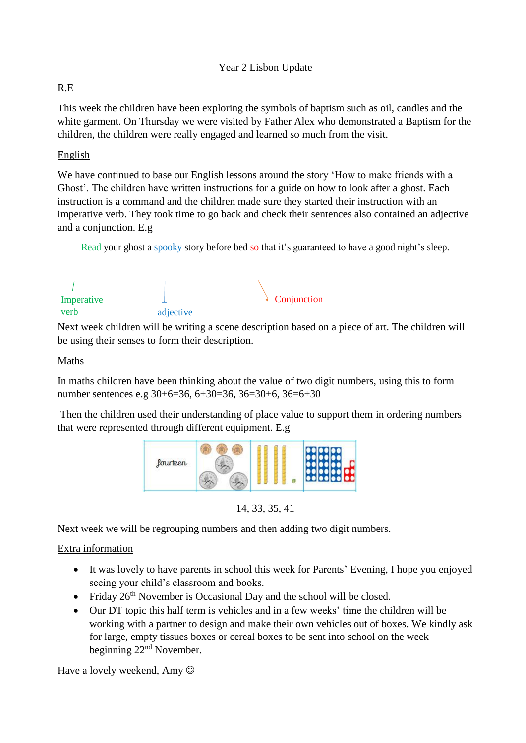# Year 2 Lisbon Update

## R.E

This week the children have been exploring the symbols of baptism such as oil, candles and the white garment. On Thursday we were visited by Father Alex who demonstrated a Baptism for the children, the children were really engaged and learned so much from the visit.

## English

We have continued to base our English lessons around the story 'How to make friends with a Ghost'. The children have written instructions for a guide on how to look after a ghost. Each instruction is a command and the children made sure they started their instruction with an imperative verb. They took time to go back and check their sentences also contained an adjective and a conjunction. E.g

Read your ghost a spooky story before bed so that it's guaranteed to have a good night's sleep.

Imperative verb — adjective — Conjunction

Next week children will be writing a scene description based on a piece of art. The children will be using their senses to form their description.

## Maths

In maths children have been thinking about the value of two digit numbers, using this to form number sentences e.g 30+6=36, 6+30=36, 36=30+6, 36=6+30

Then the children used their understanding of place value to support them in ordering numbers that were represented through different equipment. E.g

| fourteen | | | |
|---|---|---|---|

14, 33, 35, 41

Next week we will be regrouping numbers and then adding two digit numbers.

## Extra information

- It was lovely to have parents in school this week for Parents' Evening, I hope you enjoyed seeing your child's classroom and books.
- Friday 26th November is Occasional Day and the school will be closed.
- Our DT topic this half term is vehicles and in a few weeks' time the children will be working with a partner to design and make their own vehicles out of boxes. We kindly ask for large, empty tissues boxes or cereal boxes to be sent into school on the week beginning 22nd November.

Have a lovely weekend, Amy ☺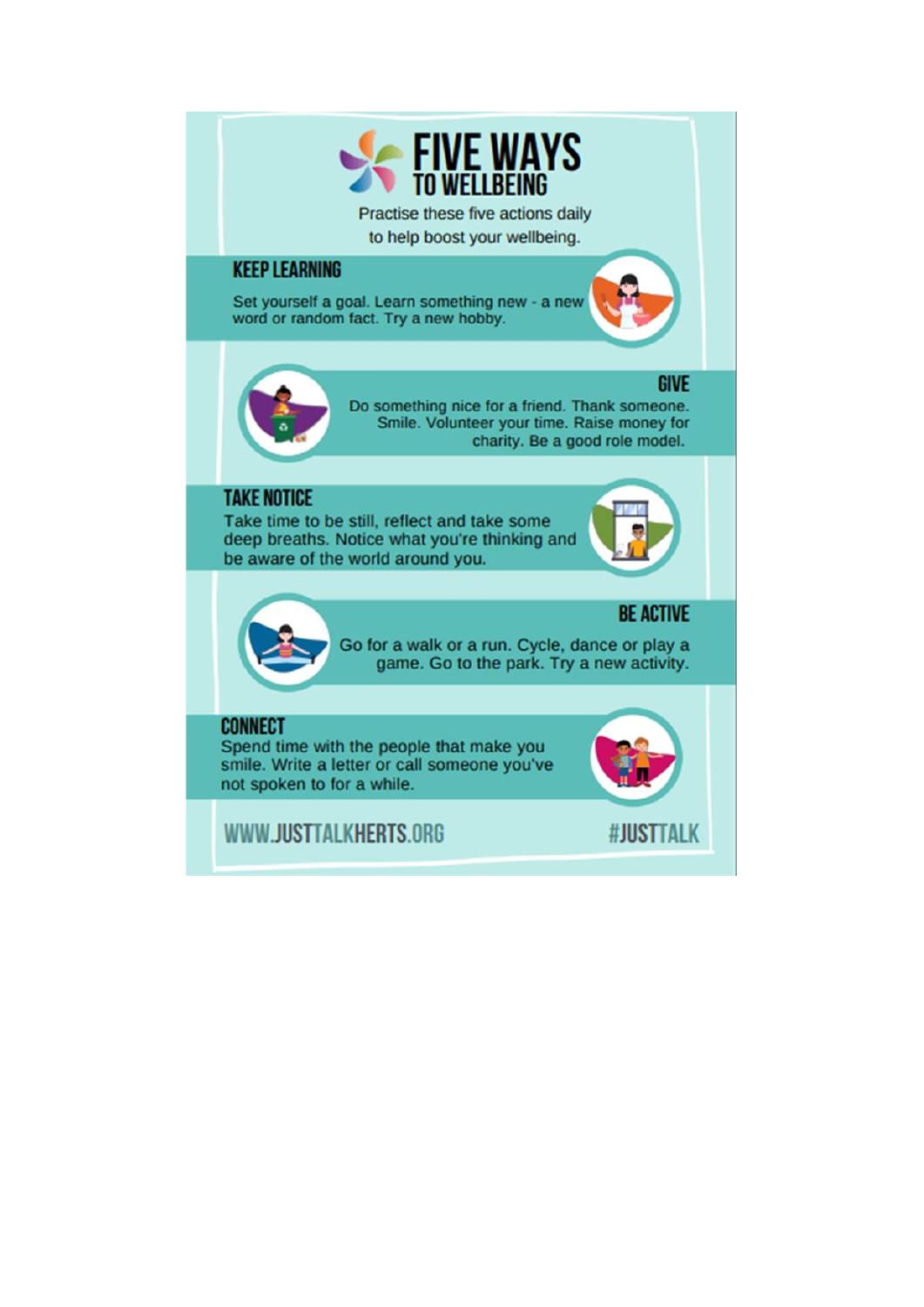# FIVE WAYS TO WELLBEING

Practise these five actions daily to help boost your wellbeing.

## KEEP LEARNING

Set yourself a goal. Learn something new - a new word or random fact. Try a new hobby.

## GIVE

Do something nice for a friend. Thank someone. Smile. Volunteer your time. Raise money for charity. Be a good role model.

## TAKE NOTICE

Take time to be still, reflect and take some deep breaths. Notice what you're thinking and be aware of the world around you.

## BE ACTIVE

Go for a walk or a run. Cycle, dance or play a game. Go to the park. Try a new activity.

## CONNECT

Spend time with the people that make you smile. Write a letter or call someone you've not spoken to for a while.

WWW.JUSTTALKHERTS.ORG

#JUSTTALK